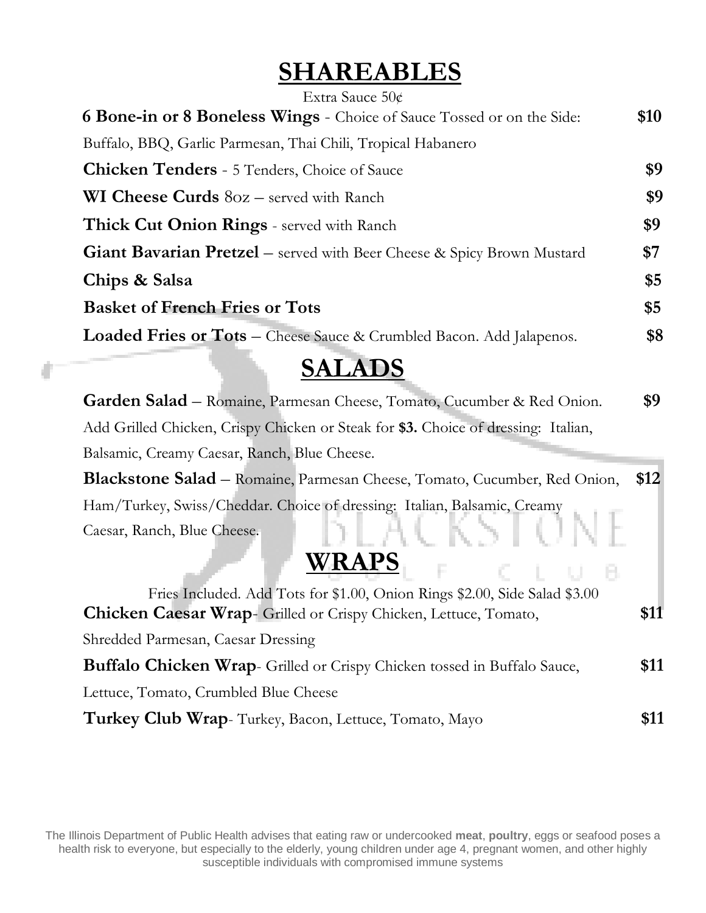# SHAREABLES

Extra Sauce 50¢

**6 Bone-in or 8 Boneless Wings** - Choice of Sauce Tossed or on the Side: Buffalo, BBQ, Garlic Parmesan, Thai Chili, Tropical Habanero **$10**

**Chicken Tenders** - 5 Tenders, Choice of Sauce **$9**

**WI Cheese Curds** 8oz – served with Ranch **$9**

**Thick Cut Onion Rings** - served with Ranch **$9**

**Giant Bavarian Pretzel** – served with Beer Cheese & Spicy Brown Mustard **$7**

**Chips & Salsa** **$5**

**Basket of French Fries or Tots** **$5**

**Loaded Fries or Tots** – Cheese Sauce & Crumbled Bacon. Add Jalapenos. **$8**

# SALADS

**Garden Salad** – Romaine, Parmesan Cheese, Tomato, Cucumber & Red Onion. Add Grilled Chicken, Crispy Chicken or Steak for **$3.** Choice of dressing: Italian, Balsamic, Creamy Caesar, Ranch, Blue Cheese. **$9**

**Blackstone Salad** – Romaine, Parmesan Cheese, Tomato, Cucumber, Red Onion, Ham/Turkey, Swiss/Cheddar. Choice of dressing: Italian, Balsamic, Creamy Caesar, Ranch, Blue Cheese. **$12**

# WRAPS

Fries Included. Add Tots for $1.00, Onion Rings $2.00, Side Salad $3.00

**Chicken Caesar Wrap**- Grilled or Crispy Chicken, Lettuce, Tomato, Shredded Parmesan, Caesar Dressing **$11**

**Buffalo Chicken Wrap**- Grilled or Crispy Chicken tossed in Buffalo Sauce, Lettuce, Tomato, Crumbled Blue Cheese **$11**

**Turkey Club Wrap**- Turkey, Bacon, Lettuce, Tomato, Mayo **$11**

The Illinois Department of Public Health advises that eating raw or undercooked **meat**, **poultry**, eggs or seafood poses a health risk to everyone, but especially to the elderly, young children under age 4, pregnant women, and other highly susceptible individuals with compromised immune systems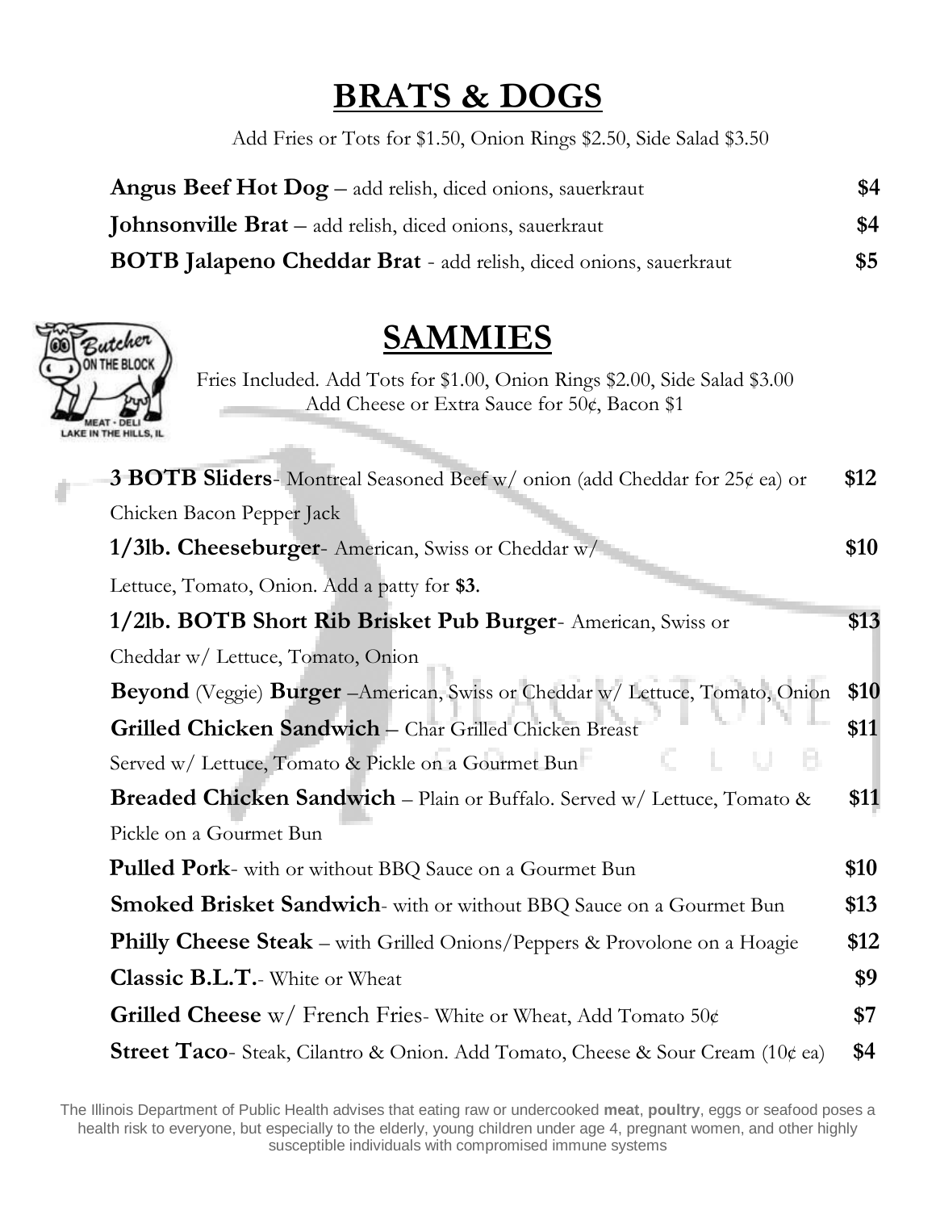# BRATS & DOGS

Add Fries or Tots for $1.50, Onion Rings $2.50, Side Salad $3.50

| | |
|---|---|
| **Angus Beef Hot Dog** – add relish, diced onions, sauerkraut | $4 |
| **Johnsonville Brat** – add relish, diced onions, sauerkraut | $4 |
| **BOTB Jalapeno Cheddar Brat** - add relish, diced onions, sauerkraut | $5 |

Butcher ON THE BLOCK
MEAT - DELI
LAKE IN THE HILLS, IL

# SAMMIES

Fries Included. Add Tots for $1.00, Onion Rings $2.00, Side Salad $3.00
Add Cheese or Extra Sauce for 50¢, Bacon $1

| | |
|---|---|
| **3 BOTB Sliders**- Montreal Seasoned Beef w/ onion (add Cheddar for 25¢ ea) or Chicken Bacon Pepper Jack | $12 |
| **1/3lb. Cheeseburger**- American, Swiss or Cheddar w/ Lettuce, Tomato, Onion. Add a patty for **$3.** | $10 |
| **1/2lb. BOTB Short Rib Brisket Pub Burger**- American, Swiss or Cheddar w/ Lettuce, Tomato, Onion | $13 |
| **Beyond** (Veggie) **Burger** –American, Swiss or Cheddar w/ Lettuce, Tomato, Onion | $10 |
| **Grilled Chicken Sandwich** – Char Grilled Chicken Breast Served w/ Lettuce, Tomato & Pickle on a Gourmet Bun | $11 |
| **Breaded Chicken Sandwich** – Plain or Buffalo. Served w/ Lettuce, Tomato & Pickle on a Gourmet Bun | $11 |
| **Pulled Pork**- with or without BBQ Sauce on a Gourmet Bun | $10 |
| **Smoked Brisket Sandwich**- with or without BBQ Sauce on a Gourmet Bun | $13 |
| **Philly Cheese Steak** – with Grilled Onions/Peppers & Provolone on a Hoagie | $12 |
| **Classic B.L.T.**- White or Wheat | $9 |
| **Grilled Cheese** w/ French Fries- White or Wheat, Add Tomato 50¢ | $7 |
| **Street Taco**- Steak, Cilantro & Onion. Add Tomato, Cheese & Sour Cream (10¢ ea) | $4 |

BLACKSTONE GOLF CLUB

The Illinois Department of Public Health advises that eating raw or undercooked **meat**, **poultry**, eggs or seafood poses a health risk to everyone, but especially to the elderly, young children under age 4, pregnant women, and other highly susceptible individuals with compromised immune systems